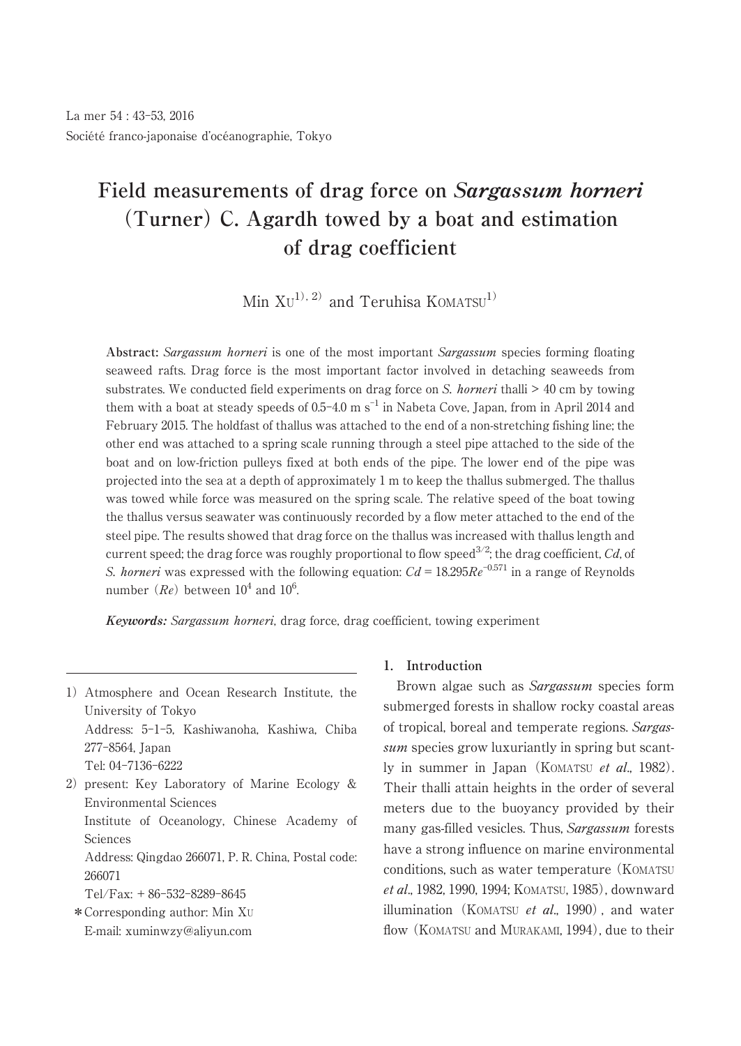La mer 54 : 43-53, 2016
Société franco-japonaise d'océanographie, Tokyo

# Field measurements of drag force on *Sargassum horneri* (Turner) C. Agardh towed by a boat and estimation of drag coefficient

Min XU[1), 2)] and Teruhisa KOMATSU[1)]

**Abstract:** *Sargassum horneri* is one of the most important *Sargassum* species forming floating seaweed rafts. Drag force is the most important factor involved in detaching seaweeds from substrates. We conducted field experiments on drag force on *S. horneri* thalli > 40 cm by towing them with a boat at steady speeds of 0.5–4.0 m $s^{-1}$ in Nabeta Cove, Japan, from in April 2014 and February 2015. The holdfast of thallus was attached to the end of a non-stretching fishing line; the other end was attached to a spring scale running through a steel pipe attached to the side of the boat and on low-friction pulleys fixed at both ends of the pipe. The lower end of the pipe was projected into the sea at a depth of approximately 1 m to keep the thallus submerged. The thallus was towed while force was measured on the spring scale. The relative speed of the boat towing the thallus versus seawater was continuously recorded by a flow meter attached to the end of the steel pipe. The results showed that drag force on the thallus was increased with thallus length and current speed; the drag force was roughly proportional to flow speed$^{3/2}$; the drag coefficient, *Cd*, of *S. horneri* was expressed with the following equation: $Cd = 18.295Re^{-0.571}$ in a range of Reynolds number ($Re$) between $10^4$ and $10^6$.

***Keywords:*** *Sargassum horneri*, drag force, drag coefficient, towing experiment

## 1. Introduction

Brown algae such as *Sargassum* species form submerged forests in shallow rocky coastal areas of tropical, boreal and temperate regions. *Sargassum* species grow luxuriantly in spring but scantly in summer in Japan (KOMATSU *et al*., 1982). Their thalli attain heights in the order of several meters due to the buoyancy provided by their many gas-filled vesicles. Thus, *Sargassum* forests have a strong influence on marine environmental conditions, such as water temperature (KOMATSU *et al*., 1982, 1990, 1994; KOMATSU, 1985), downward illumination (KOMATSU *et al*., 1990), and water flow (KOMATSU and MURAKAMI, 1994), due to their

---

1) Atmosphere and Ocean Research Institute, the University of Tokyo
Address: 5-1-5, Kashiwanoha, Kashiwa, Chiba 277-8564, Japan
Tel: 04-7136-6222

2) present: Key Laboratory of Marine Ecology & Environmental Sciences
Institute of Oceanology, Chinese Academy of Sciences
Address: Qingdao 266071, P. R. China, Postal code: 266071
Tel/Fax: + 86-532-8289-8645

*Corresponding author: Min XU
E-mail: xuminwzy@aliyun.com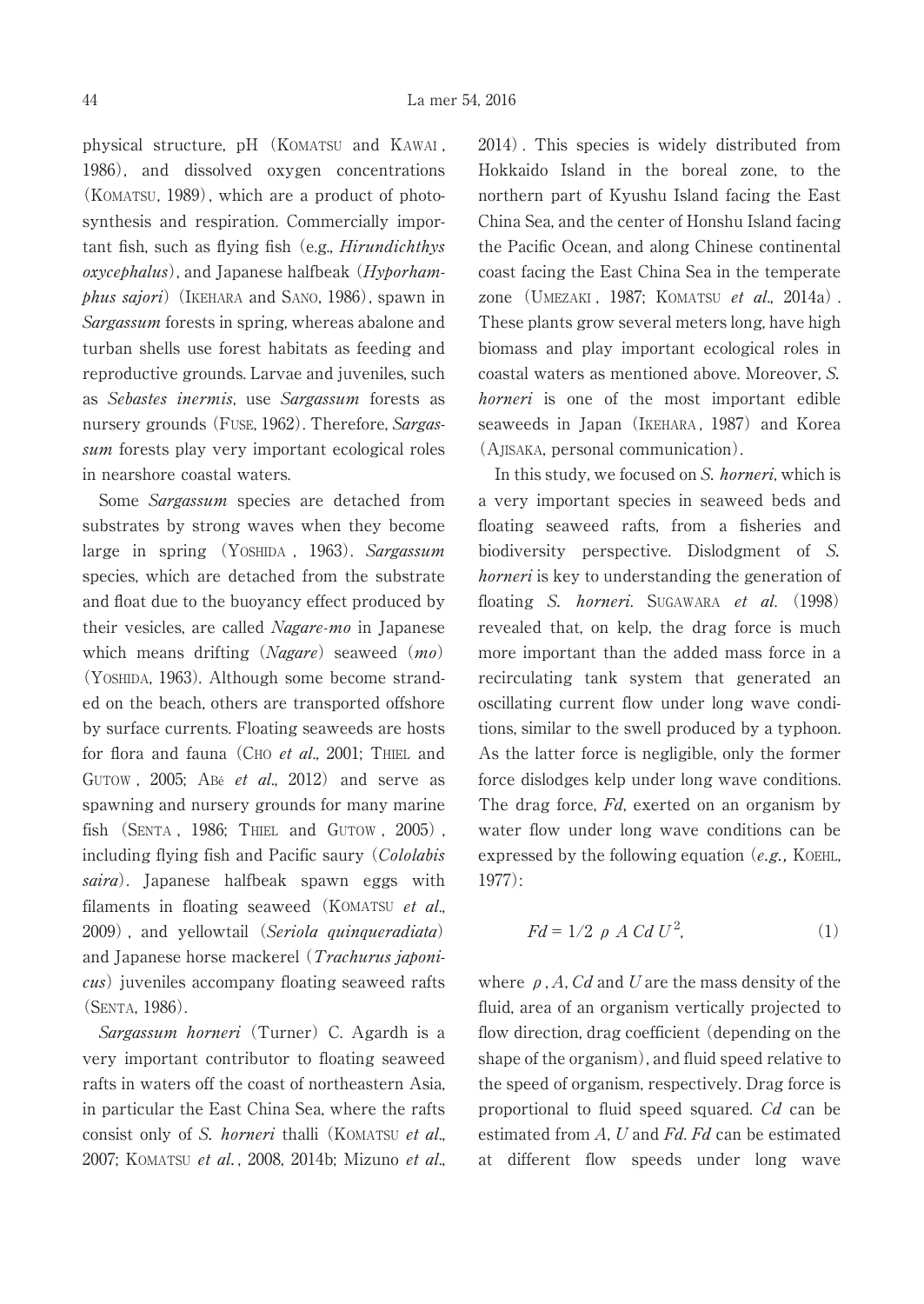physical structure, pH (KOMATSU and KAWAI, 1986), and dissolved oxygen concentrations (KOMATSU, 1989), which are a product of photosynthesis and respiration. Commercially important fish, such as flying fish (e.g., *Hirundichthys oxycephalus*), and Japanese halfbeak (*Hyporhamphus sajori*) (IKEHARA and SANO, 1986), spawn in *Sargassum* forests in spring, whereas abalone and turban shells use forest habitats as feeding and reproductive grounds. Larvae and juveniles, such as *Sebastes inermis*, use *Sargassum* forests as nursery grounds (FUSE, 1962). Therefore, *Sargassum* forests play very important ecological roles in nearshore coastal waters.

Some *Sargassum* species are detached from substrates by strong waves when they become large in spring (YOSHIDA, 1963). *Sargassum* species, which are detached from the substrate and float due to the buoyancy effect produced by their vesicles, are called *Nagare-mo* in Japanese which means drifting (*Nagare*) seaweed (*mo*) (YOSHIDA, 1963). Although some become stranded on the beach, others are transported offshore by surface currents. Floating seaweeds are hosts for flora and fauna (CHO *et al*., 2001; THIEL and GUTOW, 2005; ABé *et al*., 2012) and serve as spawning and nursery grounds for many marine fish (SENTA, 1986; THIEL and GUTOW, 2005), including flying fish and Pacific saury (*Cololabis saira*). Japanese halfbeak spawn eggs with filaments in floating seaweed (KOMATSU *et al*., 2009), and yellowtail (*Seriola quinqueradiata*) and Japanese horse mackerel (*Trachurus japonicus*) juveniles accompany floating seaweed rafts (SENTA, 1986).

*Sargassum horneri* (Turner) C. Agardh is a very important contributor to floating seaweed rafts in waters off the coast of northeastern Asia, in particular the East China Sea, where the rafts consist only of *S. horneri* thalli (KOMATSU *et al*., 2007; KOMATSU *et al.*, 2008, 2014b; Mizuno *et al*., 2014). This species is widely distributed from Hokkaido Island in the boreal zone, to the northern part of Kyushu Island facing the East China Sea, and the center of Honshu Island facing the Pacific Ocean, and along Chinese continental coast facing the East China Sea in the temperate zone (UMEZAKI, 1987; KOMATSU *et al*., 2014a). These plants grow several meters long, have high biomass and play important ecological roles in coastal waters as mentioned above. Moreover, *S. horneri* is one of the most important edible seaweeds in Japan (IKEHARA, 1987) and Korea (AJISAKA, personal communication).

In this study, we focused on *S. horneri*, which is a very important species in seaweed beds and floating seaweed rafts, from a fisheries and biodiversity perspective. Dislodgment of *S. horneri* is key to understanding the generation of floating *S. horneri*. SUGAWARA *et al*. (1998) revealed that, on kelp, the drag force is much more important than the added mass force in a recirculating tank system that generated an oscillating current flow under long wave conditions, similar to the swell produced by a typhoon. As the latter force is negligible, only the former force dislodges kelp under long wave conditions. The drag force, $Fd$, exerted on an organism by water flow under long wave conditions can be expressed by the following equation (*e.g.,* KOEHL, 1977):

$$Fd = 1/2 \ \rho \ A \ Cd \ U^2, \quad (1)$$

where $\rho$, $A$, $Cd$ and $U$ are the mass density of the fluid, area of an organism vertically projected to flow direction, drag coefficient (depending on the shape of the organism), and fluid speed relative to the speed of organism, respectively. Drag force is proportional to fluid speed squared. $Cd$ can be estimated from $A$, $U$ and $Fd$. $Fd$ can be estimated at different flow speeds under long wave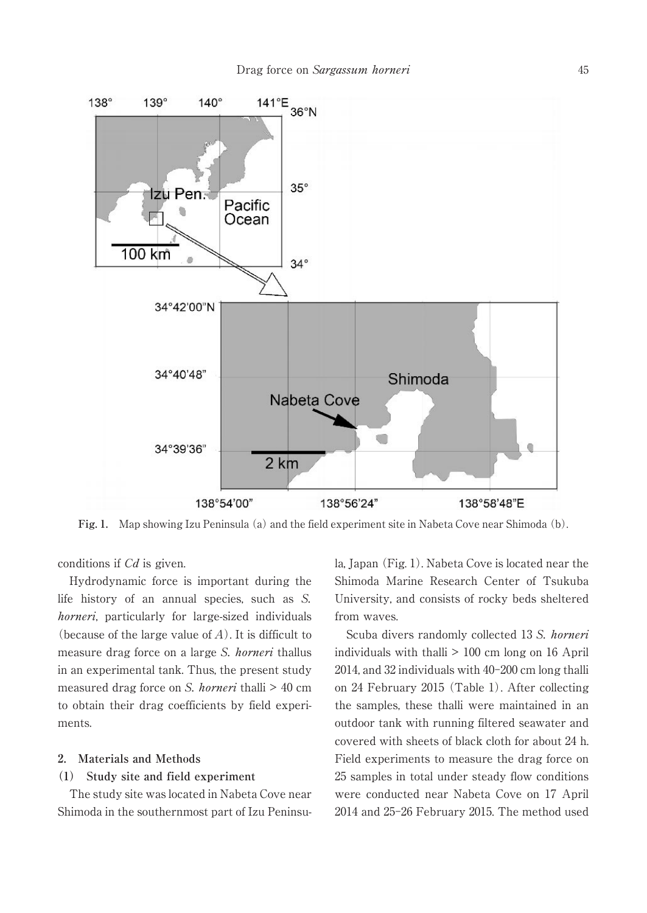Fig. 1. Map showing Izu Peninsula (a) and the field experiment site in Nabeta Cove near Shimoda (b).

conditions if $Cd$ is given.

Hydrodynamic force is important during the life history of an annual species, such as *S. horneri*, particularly for large-sized individuals (because of the large value of $A$). It is difficult to measure drag force on a large *S. horneri* thallus in an experimental tank. Thus, the present study measured drag force on *S. horneri* thalli > 40 cm to obtain their drag coefficients by field experiments.

## 2. Materials and Methods

### (1) Study site and field experiment

The study site was located in Nabeta Cove near Shimoda in the southernmost part of Izu Peninsula, Japan (Fig. 1). Nabeta Cove is located near the Shimoda Marine Research Center of Tsukuba University, and consists of rocky beds sheltered from waves.

Scuba divers randomly collected 13 *S. horneri* individuals with thalli > 100 cm long on 16 April 2014, and 32 individuals with 40–200 cm long thalli on 24 February 2015 (Table 1). After collecting the samples, these thalli were maintained in an outdoor tank with running filtered seawater and covered with sheets of black cloth for about 24 h. Field experiments to measure the drag force on 25 samples in total under steady flow conditions were conducted near Nabeta Cove on 17 April 2014 and 25–26 February 2015. The method used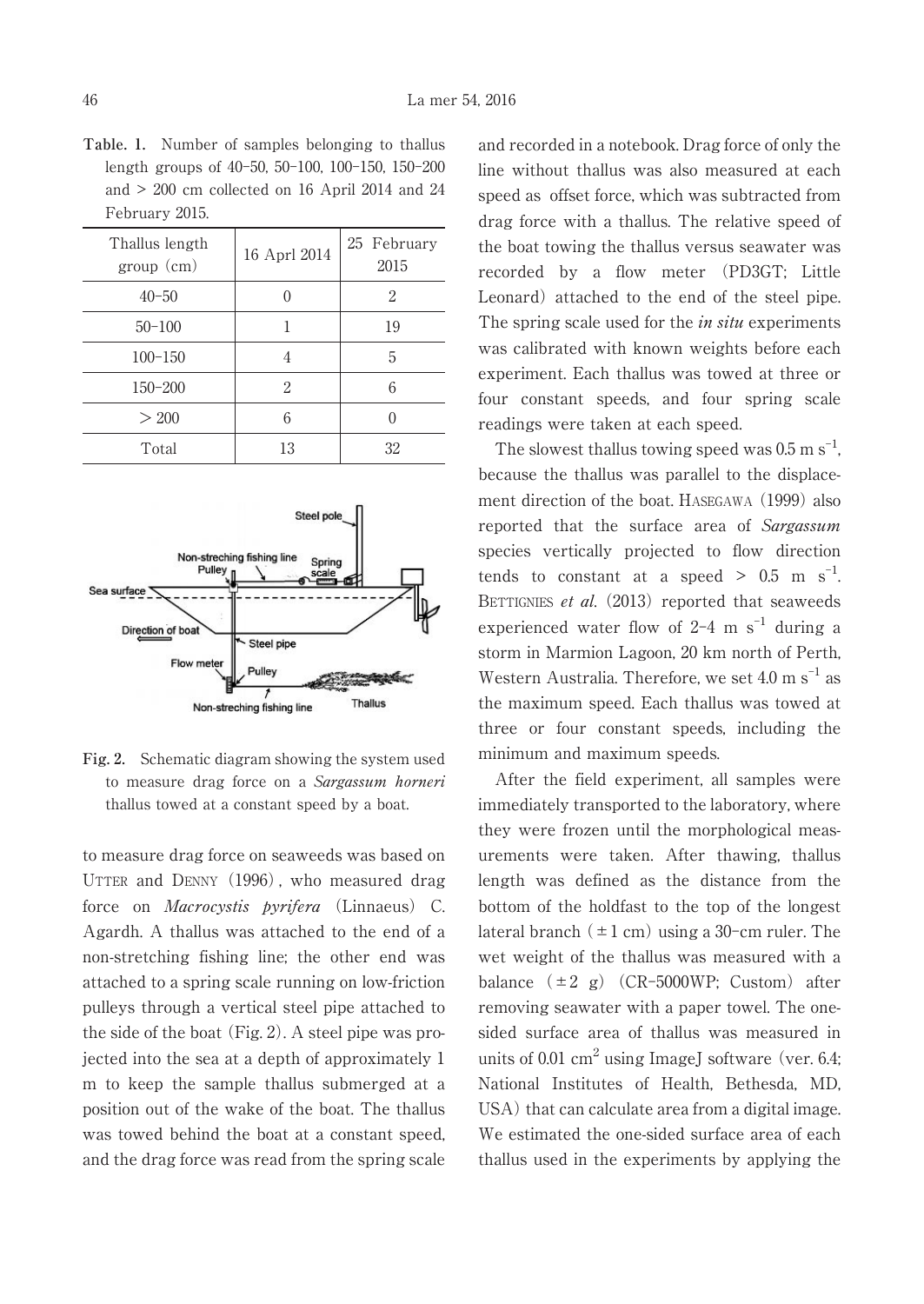**Table. 1.** Number of samples belonging to thallus length groups of 40–50, 50–100, 100–150, 150–200 and > 200 cm collected on 16 April 2014 and 24 February 2015.

| Thallus length group (cm) | 16 Aprl 2014 | 25 February 2015 |
|---|---|---|
| 40–50 | 0 | 2 |
| 50–100 | 1 | 19 |
| 100–150 | 4 | 5 |
| 150–200 | 2 | 6 |
| > 200 | 6 | 0 |
| Total | 13 | 32 |

**Fig. 2.** Schematic diagram showing the system used to measure drag force on a *Sargassum horneri* thallus towed at a constant speed by a boat.

to measure drag force on seaweeds was based on UTTER and DENNY (1996), who measured drag force on *Macrocystis pyrifera* (Linnaeus) C. Agardh. A thallus was attached to the end of a non-stretching fishing line; the other end was attached to a spring scale running on low-friction pulleys through a vertical steel pipe attached to the side of the boat (Fig. 2). A steel pipe was projected into the sea at a depth of approximately 1 m to keep the sample thallus submerged at a position out of the wake of the boat. The thallus was towed behind the boat at a constant speed, and the drag force was read from the spring scale and recorded in a notebook. Drag force of only the line without thallus was also measured at each speed as offset force, which was subtracted from drag force with a thallus. The relative speed of the boat towing the thallus versus seawater was recorded by a flow meter (PD3GT; Little Leonard) attached to the end of the steel pipe. The spring scale used for the *in situ* experiments was calibrated with known weights before each experiment. Each thallus was towed at three or four constant speeds, and four spring scale readings were taken at each speed.

The slowest thallus towing speed was 0.5 m $s^{-1}$, because the thallus was parallel to the displacement direction of the boat. HASEGAWA (1999) also reported that the surface area of *Sargassum* species vertically projected to flow direction tends to constant at a speed > 0.5 m $s^{-1}$. BETTIGNIES *et al.* (2013) reported that seaweeds experienced water flow of 2–4 m $s^{-1}$ during a storm in Marmion Lagoon, 20 km north of Perth, Western Australia. Therefore, we set 4.0 m $s^{-1}$ as the maximum speed. Each thallus was towed at three or four constant speeds, including the minimum and maximum speeds.

After the field experiment, all samples were immediately transported to the laboratory, where they were frozen until the morphological measurements were taken. After thawing, thallus length was defined as the distance from the bottom of the holdfast to the top of the longest lateral branch (±1 cm) using a 30-cm ruler. The wet weight of the thallus was measured with a balance (±2 g) (CR-5000WP; Custom) after removing seawater with a paper towel. The one-sided surface area of thallus was measured in units of 0.01 $cm^2$ using ImageJ software (ver. 6.4; National Institutes of Health, Bethesda, MD, USA) that can calculate area from a digital image. We estimated the one-sided surface area of each thallus used in the experiments by applying the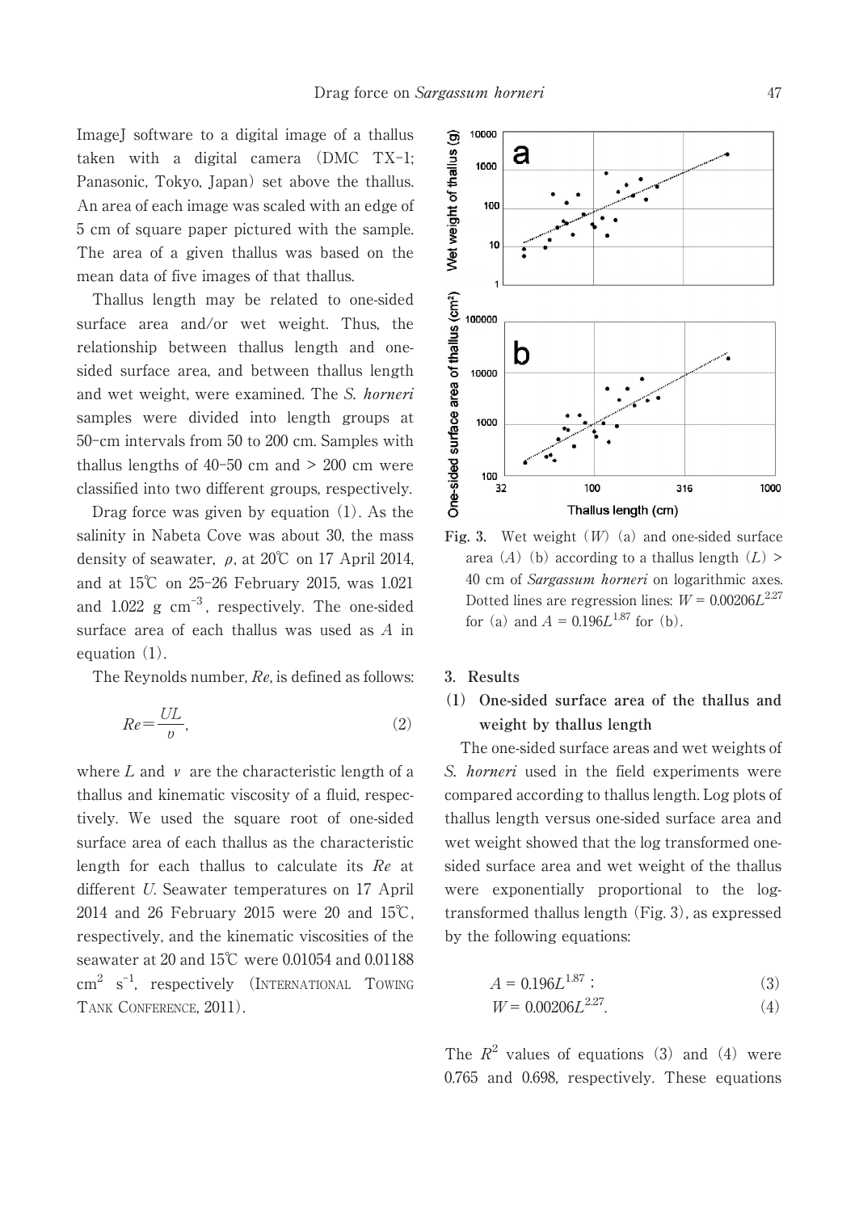ImageJ software to a digital image of a thallus taken with a digital camera (DMC TX-1; Panasonic, Tokyo, Japan) set above the thallus. An area of each image was scaled with an edge of 5 cm of square paper pictured with the sample. The area of a given thallus was based on the mean data of five images of that thallus.

Thallus length may be related to one-sided surface area and/or wet weight. Thus, the relationship between thallus length and one-sided surface area, and between thallus length and wet weight, were examined. The *S. horneri* samples were divided into length groups at 50-cm intervals from 50 to 200 cm. Samples with thallus lengths of 40–50 cm and > 200 cm were classified into two different groups, respectively.

Drag force was given by equation (1). As the salinity in Nabeta Cove was about 30, the mass density of seawater, $\rho$, at 20℃ on 17 April 2014, and at 15℃ on 25–26 February 2015, was 1.021 and 1.022 g cm$^{-3}$, respectively. The one-sided surface area of each thallus was used as $A$ in equation (1).

The Reynolds number, *Re*, is defined as follows:

$$Re = \frac{UL}{\upsilon}, \tag{2}$$

where $L$ and $\nu$ are the characteristic length of a thallus and kinematic viscosity of a fluid, respectively. We used the square root of one-sided surface area of each thallus as the characteristic length for each thallus to calculate its *Re* at different $U$. Seawater temperatures on 17 April 2014 and 26 February 2015 were 20 and 15℃, respectively, and the kinematic viscosities of the seawater at 20 and 15℃ were 0.01054 and 0.01188 cm$^2$ s$^{-1}$, respectively (International Towing Tank Conference, 2011).

Fig. 3. Wet weight ($W$) (a) and one-sided surface area ($A$) (b) according to a thallus length ($L$) > 40 cm of *Sargassum horneri* on logarithmic axes. Dotted lines are regression lines: $W = 0.00206L^{2.27}$ for (a) and $A = 0.196L^{1.87}$ for (b).

## 3. Results

### (1) One-sided surface area of the thallus and weight by thallus length

The one-sided surface areas and wet weights of *S. horneri* used in the field experiments were compared according to thallus length. Log plots of thallus length versus one-sided surface area and wet weight showed that the log transformed one-sided surface area and wet weight of the thallus were exponentially proportional to the log-transformed thallus length (Fig. 3), as expressed by the following equations:

$$A = 0.196L^{1.87}; \tag{3}$$

$$W = 0.00206L^{2.27}. \tag{4}$$

The $R^2$ values of equations (3) and (4) were 0.765 and 0.698, respectively. These equations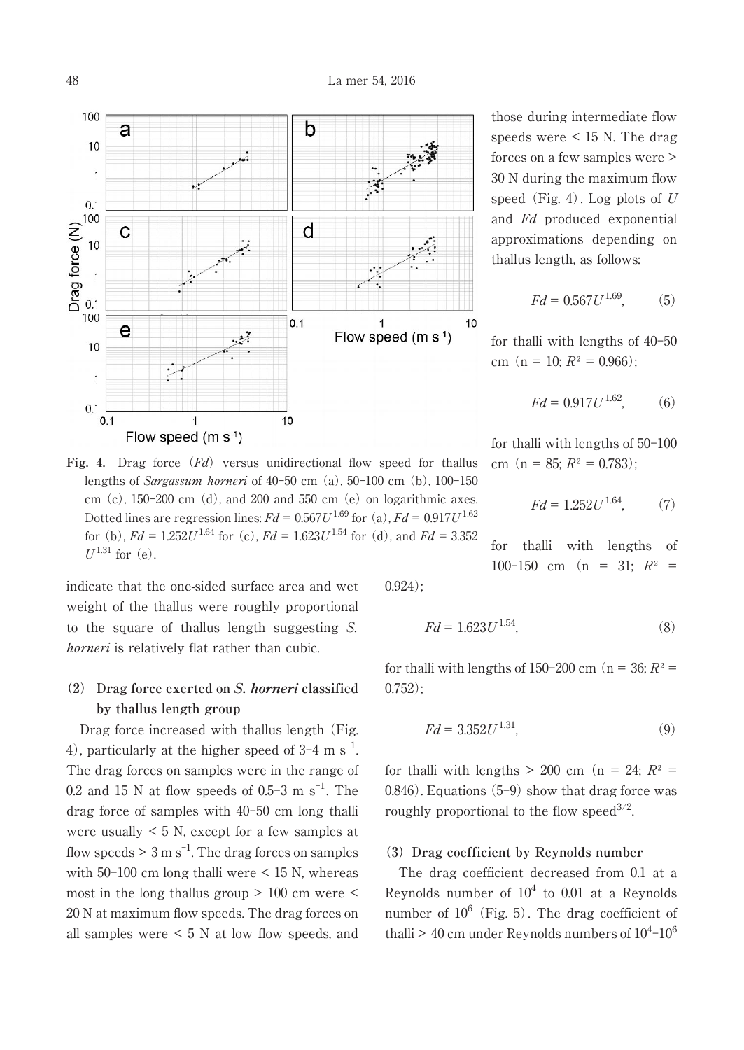Fig. 4. Drag force ($Fd$) versus unidirectional flow speed for thallus lengths of *Sargassum horneri* of 40–50 cm (a), 50–100 cm (b), 100–150 cm (c), 150–200 cm (d), and 200 and 550 cm (e) on logarithmic axes. Dotted lines are regression lines: $Fd = 0.567U^{1.69}$ for (a), $Fd = 0.917U^{1.62}$ for (b), $Fd = 1.252U^{1.64}$ for (c), $Fd = 1.623U^{1.54}$ for (d), and $Fd = 3.352U^{1.31}$ for (e).

indicate that the one-sided surface area and wet weight of the thallus were roughly proportional to the square of thallus length suggesting *S. horneri* is relatively flat rather than cubic.

### (2) Drag force exerted on *S. horneri* classified by thallus length group

Drag force increased with thallus length (Fig. 4), particularly at the higher speed of 3–4 m $s^{-1}$. The drag forces on samples were in the range of 0.2 and 15 N at flow speeds of 0.5–3 m $s^{-1}$. The drag force of samples with 40–50 cm long thalli were usually < 5 N, except for a few samples at flow speeds > 3 m $s^{-1}$. The drag forces on samples with 50–100 cm long thalli were < 15 N, whereas most in the long thallus group > 100 cm were < 20 N at maximum flow speeds. The drag forces on all samples were < 5 N at low flow speeds, and those during intermediate flow speeds were < 15 N. The drag forces on a few samples were > 30 N during the maximum flow speed (Fig. 4). Log plots of $U$ and $Fd$ produced exponential approximations depending on thallus length, as follows:

$$Fd = 0.567U^{1.69}, \tag{5}$$

for thalli with lengths of 40–50 cm (n = 10; $R^2 = 0.966$);

$$Fd = 0.917U^{1.62}, \tag{6}$$

for thalli with lengths of 50–100 cm (n = 85; $R^2 = 0.783$);

$$Fd = 1.252U^{1.64}, \tag{7}$$

for thalli with lengths of 100–150 cm (n = 31; $R^2 = 0.924$);

$$Fd = 1.623U^{1.54}, \tag{8}$$

for thalli with lengths of 150–200 cm (n = 36; $R^2 = 0.752$);

$$Fd = 3.352U^{1.31}, \tag{9}$$

for thalli with lengths > 200 cm (n = 24; $R^2 = 0.846$). Equations (5–9) show that drag force was roughly proportional to the flow speed$^{3/2}$.

### (3) Drag coefficient by Reynolds number

The drag coefficient decreased from 0.1 at a Reynolds number of $10^4$ to 0.01 at a Reynolds number of $10^6$ (Fig. 5). The drag coefficient of thalli > 40 cm under Reynolds numbers of $10^4$–$10^6$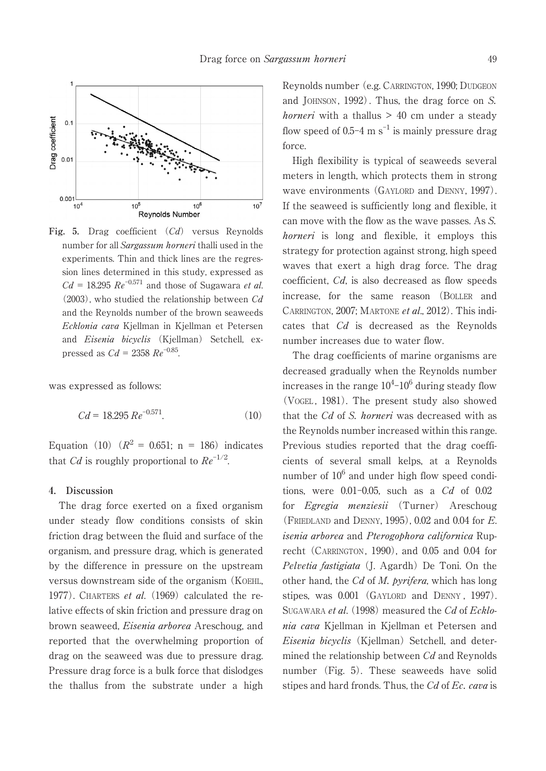Fig. 5. Drag coefficient ($Cd$) versus Reynolds number for all *Sargassum horneri* thalli used in the experiments. Thin and thick lines are the regression lines determined in this study, expressed as $Cd = 18.295\ Re^{-0.571}$ and those of Sugawara *et al.* (2003), who studied the relationship between $Cd$ and the Reynolds number of the brown seaweeds *Ecklonia cava* Kjellman in Kjellman et Petersen and *Eisenia bicyclis* (Kjellman) Setchell, expressed as $Cd = 2358\ Re^{-0.85}$.

was expressed as follows:

$$Cd = 18.295\, Re^{-0.571}. \qquad (10)$$

Equation (10) ($R^2 = 0.651$; n = 186) indicates that $Cd$ is roughly proportional to $Re^{-1/2}$.

## 4. Discussion

The drag force exerted on a fixed organism under steady flow conditions consists of skin friction drag between the fluid and surface of the organism, and pressure drag, which is generated by the difference in pressure on the upstream versus downstream side of the organism (Koehl, 1977). Charters *et al.* (1969) calculated the relative effects of skin friction and pressure drag on brown seaweed, *Eisenia arborea* Areschoug, and reported that the overwhelming proportion of drag on the seaweed was due to pressure drag. Pressure drag force is a bulk force that dislodges the thallus from the substrate under a high Reynolds number (e.g. Carrington, 1990; Dudgeon and Johnson, 1992). Thus, the drag force on *S. horneri* with a thallus > 40 cm under a steady flow speed of 0.5–4 m s$^{-1}$ is mainly pressure drag force.

High flexibility is typical of seaweeds several meters in length, which protects them in strong wave environments (Gaylord and Denny, 1997). If the seaweed is sufficiently long and flexible, it can move with the flow as the wave passes. As *S. horneri* is long and flexible, it employs this strategy for protection against strong, high speed waves that exert a high drag force. The drag coefficient, $Cd$, is also decreased as flow speeds increase, for the same reason (Boller and Carrington, 2007; Martone *et al*., 2012). This indicates that $Cd$ is decreased as the Reynolds number increases due to water flow.

The drag coefficients of marine organisms are decreased gradually when the Reynolds number increases in the range $10^4$–$10^6$ during steady flow (Vogel, 1981). The present study also showed that the $Cd$ of *S. horneri* was decreased with as the Reynolds number increased within this range. Previous studies reported that the drag coefficients of several small kelps, at a Reynolds number of $10^6$ and under high flow speed conditions, were 0.01–0.05, such as a $Cd$ of 0.02 for *Egregia menziesii* (Turner) Areschoug (Friedland and Denny, 1995), 0.02 and 0.04 for *E. isenia arborea* and *Pterogophora californica* Ruprecht (Carrington, 1990), and 0.05 and 0.04 for *Pelvetia fastigiata* (J. Agardh) De Toni. On the other hand, the $Cd$ of *M. pyrifera*, which has long stipes, was 0.001 (Gaylord and Denny, 1997). Sugawara *et al.* (1998) measured the $Cd$ of *Ecklonia cava* Kjellman in Kjellman et Petersen and *Eisenia bicyclis* (Kjellman) Setchell, and determined the relationship between $Cd$ and Reynolds number (Fig. 5). These seaweeds have solid stipes and hard fronds. Thus, the $Cd$ of *Ec. cava* is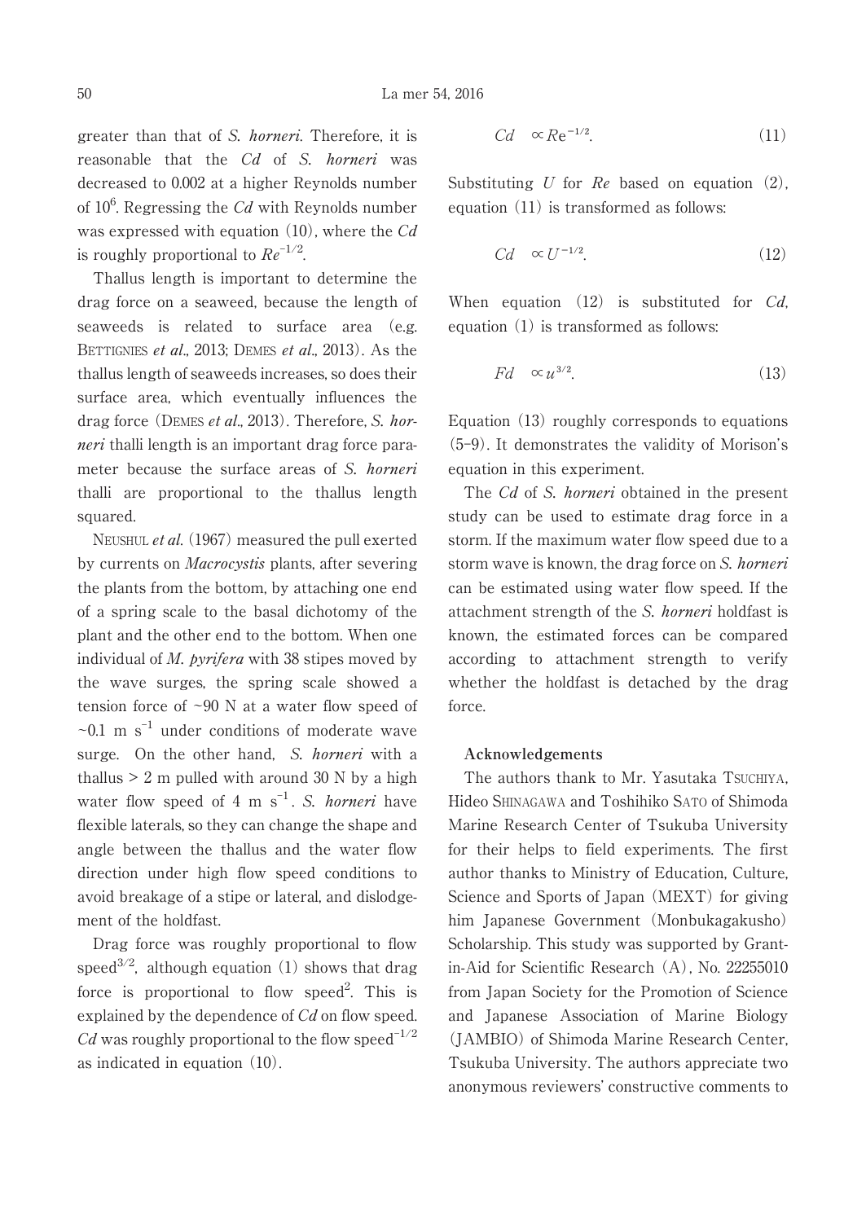greater than that of *S. horneri*. Therefore, it is reasonable that the *Cd* of *S. horneri* was decreased to 0.002 at a higher Reynolds number of $10^6$. Regressing the *Cd* with Reynolds number was expressed with equation (10), where the *Cd* is roughly proportional to $Re^{-1/2}$.

Thallus length is important to determine the drag force on a seaweed, because the length of seaweeds is related to surface area (e.g. BETTIGNIES *et al*., 2013; DEMES *et al*., 2013). As the thallus length of seaweeds increases, so does their surface area, which eventually influences the drag force (DEMES *et al*., 2013). Therefore, *S. horneri* thalli length is an important drag force parameter because the surface areas of *S. horneri* thalli are proportional to the thallus length squared.

NEUSHUL *et al*. (1967) measured the pull exerted by currents on *Macrocystis* plants, after severing the plants from the bottom, by attaching one end of a spring scale to the basal dichotomy of the plant and the other end to the bottom. When one individual of *M. pyrifera* with 38 stipes moved by the wave surges, the spring scale showed a tension force of ~90 N at a water flow speed of ~0.1 m $s^{-1}$ under conditions of moderate wave surge. On the other hand, *S. horneri* with a thallus > 2 m pulled with around 30 N by a high water flow speed of 4 m $s^{-1}$. *S. horneri* have flexible laterals, so they can change the shape and angle between the thallus and the water flow direction under high flow speed conditions to avoid breakage of a stipe or lateral, and dislodgement of the holdfast.

Drag force was roughly proportional to flow speed$^{3/2}$, although equation (1) shows that drag force is proportional to flow speed$^2$. This is explained by the dependence of *Cd* on flow speed. *Cd* was roughly proportional to the flow speed$^{-1/2}$ as indicated in equation (10).

$$Cd \propto Re^{-1/2}. \tag{11}$$

Substituting *U* for *Re* based on equation (2), equation (11) is transformed as follows:

$$Cd \propto U^{-1/2}. \tag{12}$$

When equation (12) is substituted for *Cd*, equation (1) is transformed as follows:

$$Fd \propto u^{3/2}. \tag{13}$$

Equation (13) roughly corresponds to equations (5-9). It demonstrates the validity of Morison's equation in this experiment.

The *Cd* of *S. horneri* obtained in the present study can be used to estimate drag force in a storm. If the maximum water flow speed due to a storm wave is known, the drag force on *S. horneri* can be estimated using water flow speed. If the attachment strength of the *S. horneri* holdfast is known, the estimated forces can be compared according to attachment strength to verify whether the holdfast is detached by the drag force.

## Acknowledgements

The authors thank to Mr. Yasutaka TSUCHIYA, Hideo SHINAGAWA and Toshihiko SATO of Shimoda Marine Research Center of Tsukuba University for their helps to field experiments. The first author thanks to Ministry of Education, Culture, Science and Sports of Japan (MEXT) for giving him Japanese Government (Monbukagakusho) Scholarship. This study was supported by Grant-in-Aid for Scientific Research (A), No. 22255010 from Japan Society for the Promotion of Science and Japanese Association of Marine Biology (JAMBIO) of Shimoda Marine Research Center, Tsukuba University. The authors appreciate two anonymous reviewers' constructive comments to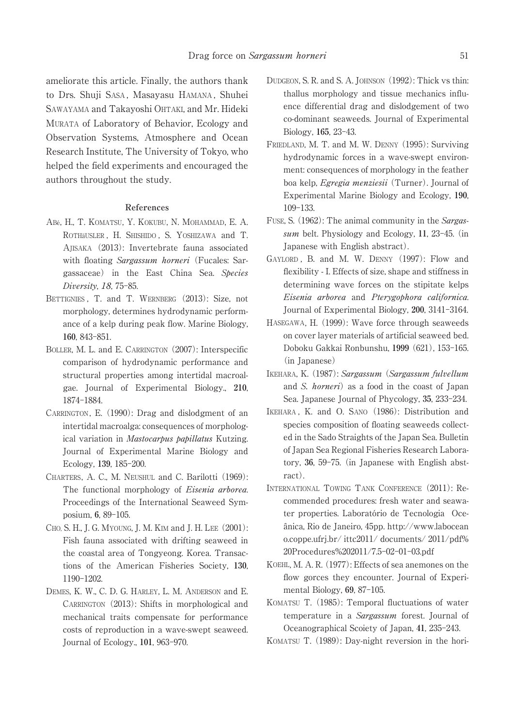ameliorate this article. Finally, the authors thank to Drs. Shuji SASA, Masayasu HAMANA, Shuhei SAWAYAMA and Takayoshi OHTAKI, and Mr. Hideki MURATA of Laboratory of Behavior, Ecology and Observation Systems, Atmosphere and Ocean Research Institute, The University of Tokyo, who helped the field experiments and encouraged the authors throughout the study.

## References

ABé, H., T. KOMATSU, Y. KOKUBU, N. MOHAMMAD, E. A. ROTHäUSLER, H. SHISHIDO, S. YOSHIZAWA and T. AJISAKA (2013): Invertebrate fauna associated with floating *Sargassum horneri* (Fucales: Sargassaceae) in the East China Sea. *Species Diversity*, *18*, 75–85.

BETTIGNIES, T. and T. WERNBERG (2013): Size, not morphology, determines hydrodynamic performance of a kelp during peak flow. Marine Biology, **160**, 843–851.

BOLLER, M. L. and E. CARRINGTON (2007): Interspecific comparison of hydrodynamic performance and structural properties among intertidal macroalgae. Journal of Experimental Biology., **210**, 1874–1884.

CARRINGTON, E. (1990): Drag and dislodgment of an intertidal macroalga: consequences of morphological variation in *Mastocarpus papillatus* Kutzing. Journal of Experimental Marine Biology and Ecology, **139**, 185–200.

CHARTERS, A. C., M. NEUSHUL and C. Barilotti (1969): The functional morphology of *Eisenia arborea*. Proceedings of the International Seaweed Symposium, **6**, 89–105.

CHO, S. H., J. G. MYOUNG, J. M. KIM and J. H. LEE (2001): Fish fauna associated with drifting seaweed in the coastal area of Tongyeong. Korea. Transactions of the American Fisheries Society, **130**, 1190–1202.

DEMES, K. W., C. D. G. HARLEY, L. M. ANDERSON and E. CARRINGTON (2013): Shifts in morphological and mechanical traits compensate for performance costs of reproduction in a wave-swept seaweed. Journal of Ecology., **101**, 963–970.

DUDGEON, S. R. and S. A. JOHNSON (1992): Thick vs thin: thallus morphology and tissue mechanics influence differential drag and dislodgement of two co-dominant seaweeds. Journal of Experimental Biology, **165**, 23–43.

FRIEDLAND, M. T. and M. W. DENNY (1995): Surviving hydrodynamic forces in a wave-swept environment: consequences of morphology in the feather boa kelp, *Egregia menziesii* (Turner). Journal of Experimental Marine Biology and Ecology, **190**, 109–133.

FUSE, S. (1962): The animal community in the *Sargassum* belt. Physiology and Ecology, **11**, 23–45. (in Japanese with English abstract).

GAYLORD, B. and M. W. DENNY (1997): Flow and flexibility - I. Effects of size, shape and stiffness in determining wave forces on the stipitate kelps *Eisenia arborea* and *Pterygophora californica*. Journal of Experimental Biology, **200**, 3141–3164.

HASEGAWA, H. (1999): Wave force through seaweeds on cover layer materials of artificial seaweed bed. Doboku Gakkai Ronbunshu, **1999** (621), 153–165. (in Japanese)

IKEHARA, K. (1987): *Sargassum* (*Sargassum fulvellum* and *S. horneri*) as a food in the coast of Japan Sea. Japanese Journal of Phycology, **35**, 233–234.

IKEHARA, K. and O. SANO (1986): Distribution and species composition of floating seaweeds collected in the Sado Straights of the Japan Sea. Bulletin of Japan Sea Regional Fisheries Research Laboratory, **36**, 59–75. (in Japanese with English abstract).

INTERNATIONAL TOWING TANK CONFERENCE (2011): Recommended procedures: fresh water and seawater properties. Laboratório de Tecnologia Oceânica, Rio de Janeiro, 45pp. http://www.labocean o.coppe.ufrj.br/ ittc2011/ documents/ 2011/pdf% 20Procedures%202011/7.5-02-01-03.pdf

KOEHL, M. A. R. (1977): Effects of sea anemones on the flow gorces they encounter. Journal of Experimental Biology, **69**, 87–105.

KOMATSU T. (1985): Temporal fluctuations of water temperature in a *Sargassum* forest. Journal of Oceanographical Scoiety of Japan, **41**, 235–243.

KOMATSU T. (1989): Day-night reversion in the hori-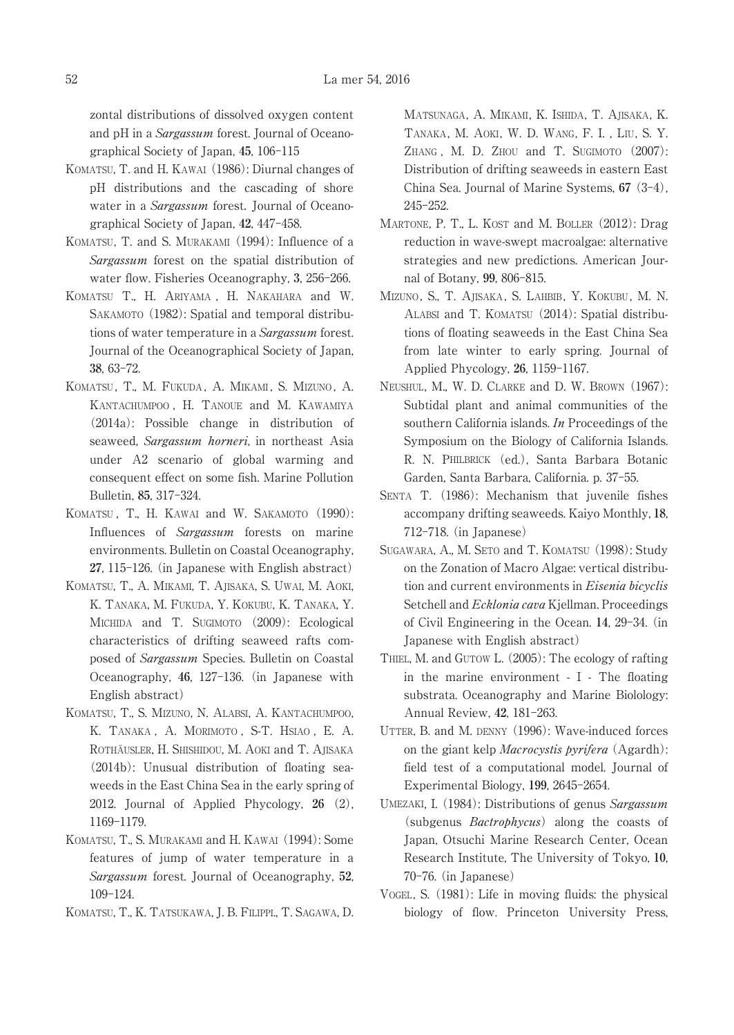zontal distributions of dissolved oxygen content and pH in a *Sargassum* forest. Journal of Oceanographical Society of Japan, **45**, 106–115

Komatsu, T. and H. Kawai (1986): Diurnal changes of pH distributions and the cascading of shore water in a *Sargassum* forest. Journal of Oceanographical Society of Japan, **42**, 447–458.

Komatsu, T. and S. Murakami (1994): Influence of a *Sargassum* forest on the spatial distribution of water flow. Fisheries Oceanography, **3**, 256–266.

Komatsu T., H. Ariyama, H. Nakahara and W. Sakamoto (1982): Spatial and temporal distributions of water temperature in a *Sargassum* forest. Journal of the Oceanographical Society of Japan, **38**, 63–72.

Komatsu, T., M. Fukuda, A. Mikami, S. Mizuno, A. Kantachumpoo, H. Tanoue and M. Kawamiya (2014a): Possible change in distribution of seaweed, *Sargassum horneri*, in northeast Asia under A2 scenario of global warming and consequent effect on some fish. Marine Pollution Bulletin, **85**, 317–324.

Komatsu, T., H. Kawai and W. Sakamoto (1990): Influences of *Sargassum* forests on marine environments. Bulletin on Coastal Oceanography, **27**, 115–126. (in Japanese with English abstract)

Komatsu, T., A. Mikami, T. Ajisaka, S. Uwai, M. Aoki, K. Tanaka, M. Fukuda, Y. Kokubu, K. Tanaka, Y. Michida and T. Sugimoto (2009): Ecological characteristics of drifting seaweed rafts composed of *Sargassum* Species. Bulletin on Coastal Oceanography, **46**, 127–136. (in Japanese with English abstract)

Komatsu, T., S. Mizuno, N. Alabsi, A. Kantachumpoo, K. Tanaka, A. Morimoto, S-T. Hsiao, E. A. Rothäusler, H. Shishidou, M. Aoki and T. Ajisaka (2014b): Unusual distribution of floating seaweeds in the East China Sea in the early spring of 2012. Journal of Applied Phycology, **26** (2), 1169–1179.

Komatsu, T., S. Murakami and H. Kawai (1994): Some features of jump of water temperature in a *Sargassum* forest. Journal of Oceanography, **52**, 109–124.

Komatsu, T., K. Tatsukawa, J. B. Filippi, T. Sagawa, D. Matsunaga, A. Mikami, K. Ishida, T. Ajisaka, K. Tanaka, M. Aoki, W. D. Wang, F. I. , Liu, S. Y. Zhang, M. D. Zhou and T. Sugimoto (2007): Distribution of drifting seaweeds in eastern East China Sea. Journal of Marine Systems, **67** (3–4), 245–252.

Martone, P. T., L. Kost and M. Boller (2012): Drag reduction in wave-swept macroalgae: alternative strategies and new predictions. American Journal of Botany, **99**, 806–815.

Mizuno, S., T. Ajisaka, S. Lahbib, Y. Kokubu, M. N. Alabsi and T. Komatsu (2014): Spatial distributions of floating seaweeds in the East China Sea from late winter to early spring. Journal of Applied Phycology, **26**, 1159–1167.

Neushul, M., W. D. Clarke and D. W. Brown (1967): Subtidal plant and animal communities of the southern California islands. *In* Proceedings of the Symposium on the Biology of California Islands. R. N. Philbrick (ed.), Santa Barbara Botanic Garden, Santa Barbara, California. p. 37–55.

Senta T. (1986): Mechanism that juvenile fishes accompany drifting seaweeds. Kaiyo Monthly, **18**, 712–718. (in Japanese)

Sugawara, A., M. Seto and T. Komatsu (1998): Study on the Zonation of Macro Algae: vertical distribution and current environments in *Eisenia bicyclis* Setchell and *Ecklonia cava* Kjellman. Proceedings of Civil Engineering in the Ocean. **14**, 29–34. (in Japanese with English abstract)

Thiel, M. and Gutow L. (2005): The ecology of rafting in the marine environment - I - The floating substrata. Oceanography and Marine Biolology: Annual Review, **42**, 181–263.

Utter, B. and M. denny (1996): Wave-induced forces on the giant kelp *Macrocystis pyrifera* (Agardh): field test of a computational model. Journal of Experimental Biology, **199**, 2645–2654.

Umezaki, I. (1984): Distributions of genus *Sargassum* (subgenus *Bactrophycus*) along the coasts of Japan, Otsuchi Marine Research Center, Ocean Research Institute, The University of Tokyo, **10**, 70–76. (in Japanese)

Vogel, S. (1981): Life in moving fluids: the physical biology of flow. Princeton University Press,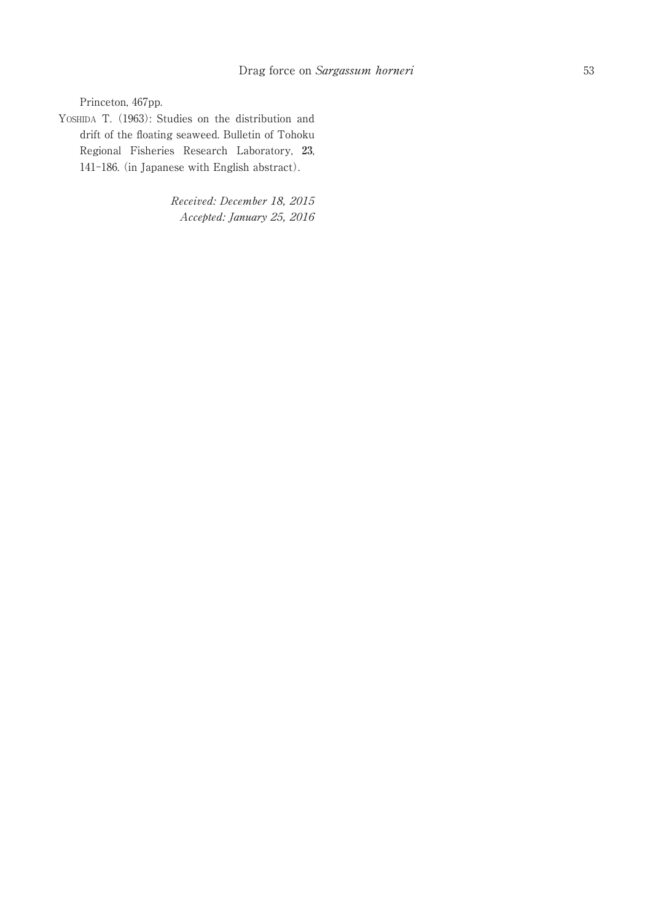Princeton, 467pp.

YOSHIDA T. (1963): Studies on the distribution and drift of the floating seaweed. Bulletin of Tohoku Regional Fisheries Research Laboratory, **23**, 141-186. (in Japanese with English abstract).

*Received: December 18, 2015*
*Accepted: January 25, 2016*